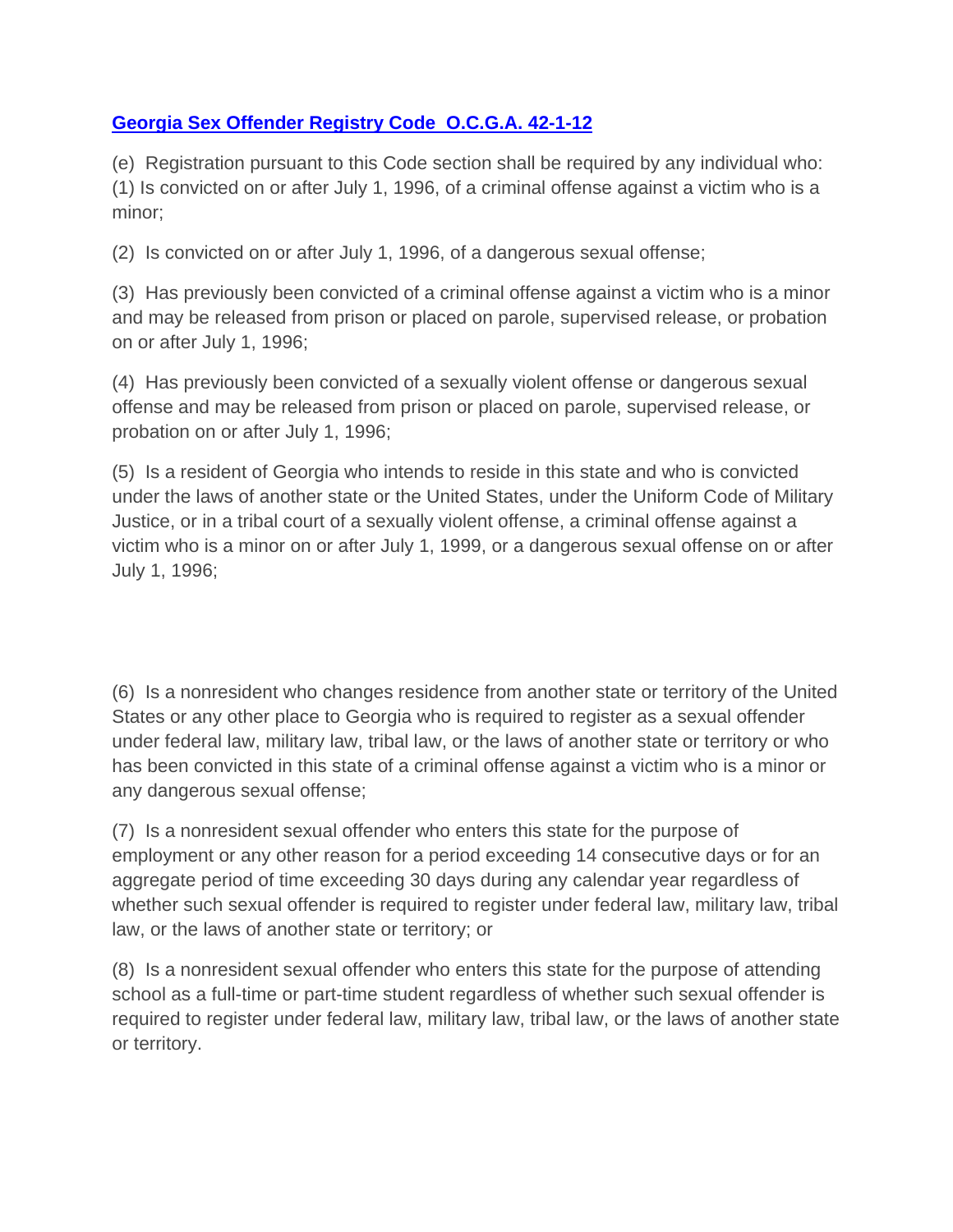**[Georgia Sex Offender Registry Code O.C.G.A. 42-1-12]**

(e) Registration pursuant to this Code section shall be required by any individual who:
(1) Is convicted on or after July 1, 1996, of a criminal offense against a victim who is a minor;

(2) Is convicted on or after July 1, 1996, of a dangerous sexual offense;

(3) Has previously been convicted of a criminal offense against a victim who is a minor and may be released from prison or placed on parole, supervised release, or probation on or after July 1, 1996;

(4) Has previously been convicted of a sexually violent offense or dangerous sexual offense and may be released from prison or placed on parole, supervised release, or probation on or after July 1, 1996;

(5) Is a resident of Georgia who intends to reside in this state and who is convicted under the laws of another state or the United States, under the Uniform Code of Military Justice, or in a tribal court of a sexually violent offense, a criminal offense against a victim who is a minor on or after July 1, 1999, or a dangerous sexual offense on or after July 1, 1996;

(6) Is a nonresident who changes residence from another state or territory of the United States or any other place to Georgia who is required to register as a sexual offender under federal law, military law, tribal law, or the laws of another state or territory or who has been convicted in this state of a criminal offense against a victim who is a minor or any dangerous sexual offense;

(7) Is a nonresident sexual offender who enters this state for the purpose of employment or any other reason for a period exceeding 14 consecutive days or for an aggregate period of time exceeding 30 days during any calendar year regardless of whether such sexual offender is required to register under federal law, military law, tribal law, or the laws of another state or territory; or

(8) Is a nonresident sexual offender who enters this state for the purpose of attending school as a full-time or part-time student regardless of whether such sexual offender is required to register under federal law, military law, tribal law, or the laws of another state or territory.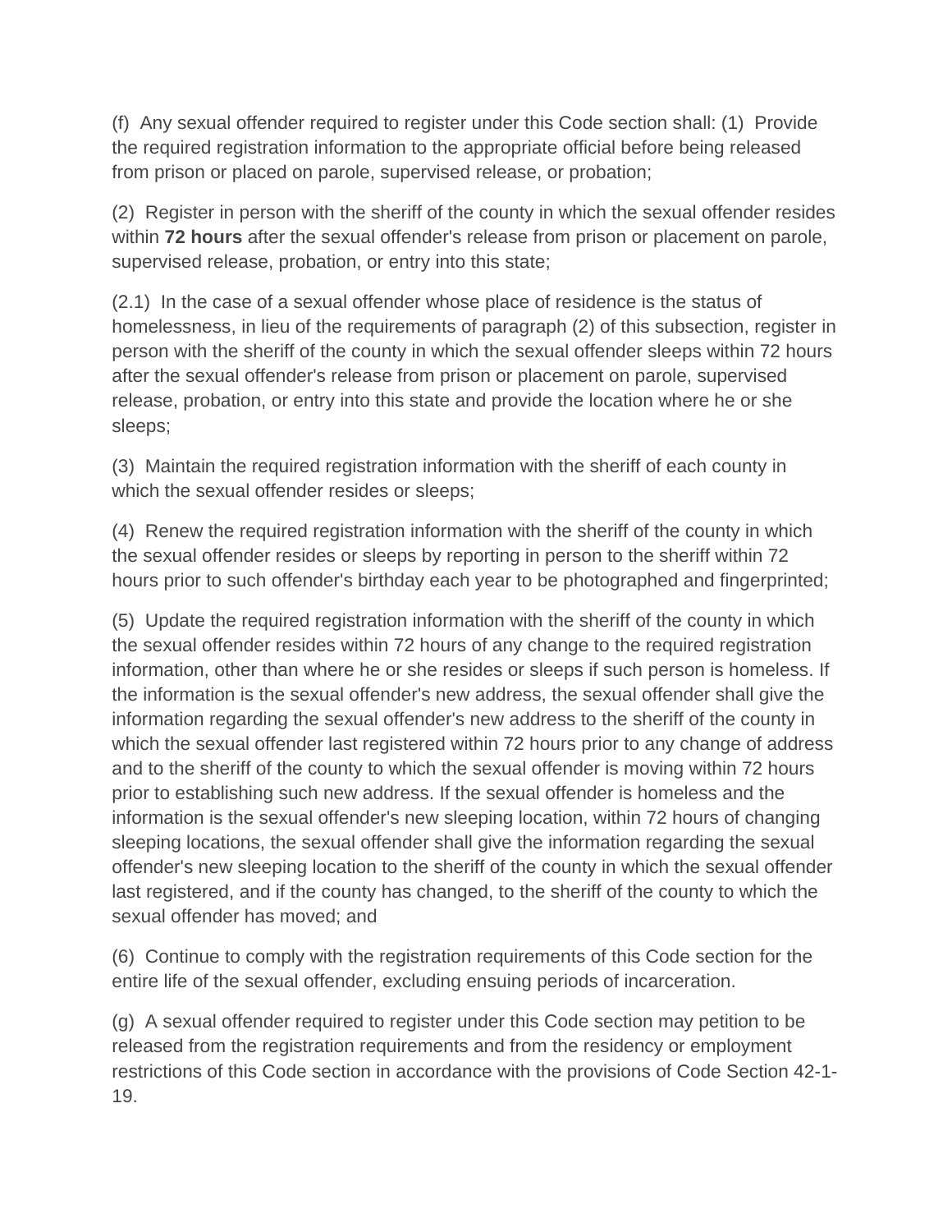(f) Any sexual offender required to register under this Code section shall: (1) Provide the required registration information to the appropriate official before being released from prison or placed on parole, supervised release, or probation;

(2) Register in person with the sheriff of the county in which the sexual offender resides within **72 hours** after the sexual offender's release from prison or placement on parole, supervised release, probation, or entry into this state;

(2.1) In the case of a sexual offender whose place of residence is the status of homelessness, in lieu of the requirements of paragraph (2) of this subsection, register in person with the sheriff of the county in which the sexual offender sleeps within 72 hours after the sexual offender's release from prison or placement on parole, supervised release, probation, or entry into this state and provide the location where he or she sleeps;

(3) Maintain the required registration information with the sheriff of each county in which the sexual offender resides or sleeps;

(4) Renew the required registration information with the sheriff of the county in which the sexual offender resides or sleeps by reporting in person to the sheriff within 72 hours prior to such offender's birthday each year to be photographed and fingerprinted;

(5) Update the required registration information with the sheriff of the county in which the sexual offender resides within 72 hours of any change to the required registration information, other than where he or she resides or sleeps if such person is homeless. If the information is the sexual offender's new address, the sexual offender shall give the information regarding the sexual offender's new address to the sheriff of the county in which the sexual offender last registered within 72 hours prior to any change of address and to the sheriff of the county to which the sexual offender is moving within 72 hours prior to establishing such new address. If the sexual offender is homeless and the information is the sexual offender's new sleeping location, within 72 hours of changing sleeping locations, the sexual offender shall give the information regarding the sexual offender's new sleeping location to the sheriff of the county in which the sexual offender last registered, and if the county has changed, to the sheriff of the county to which the sexual offender has moved; and

(6) Continue to comply with the registration requirements of this Code section for the entire life of the sexual offender, excluding ensuing periods of incarceration.

(g) A sexual offender required to register under this Code section may petition to be released from the registration requirements and from the residency or employment restrictions of this Code section in accordance with the provisions of Code Section 42-1-19.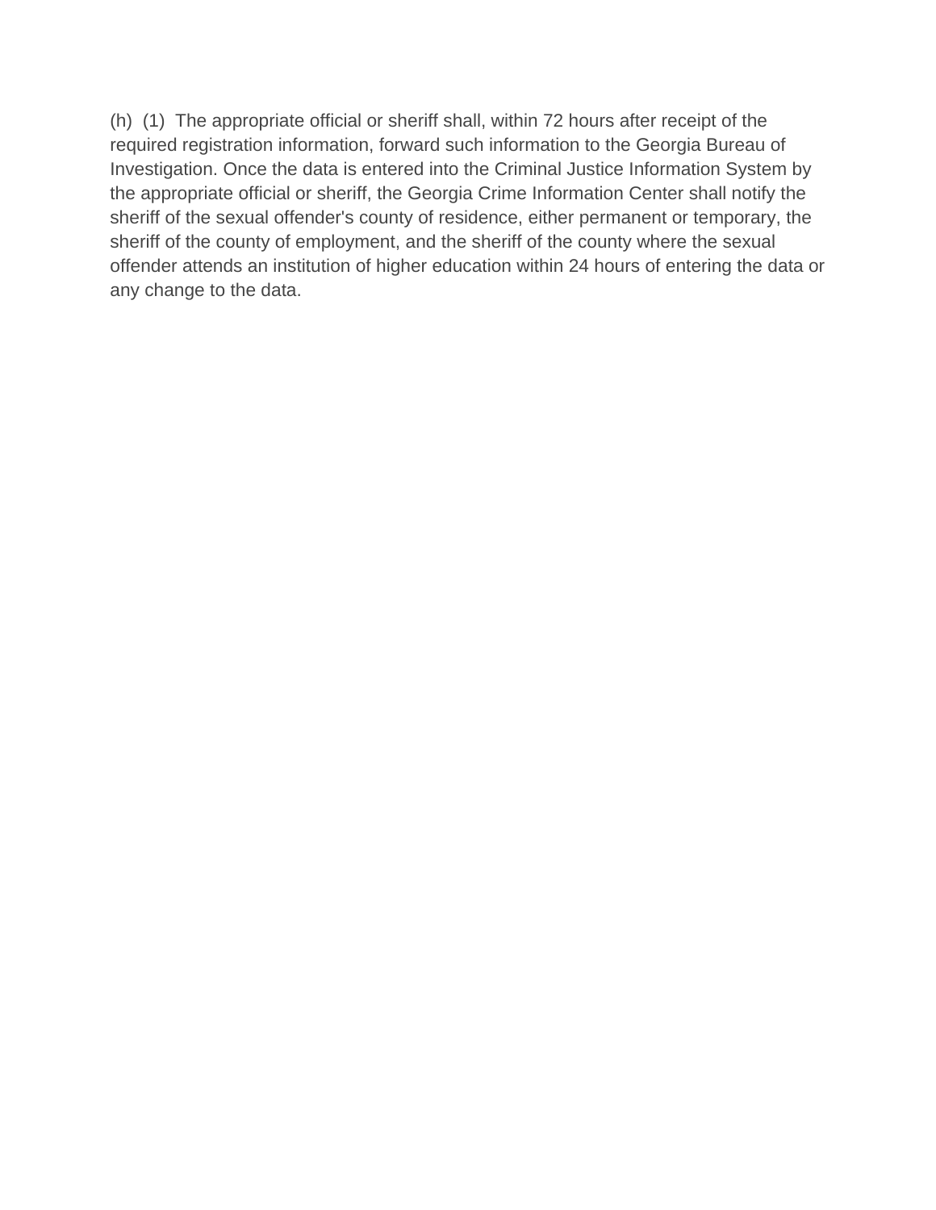(h) (1) The appropriate official or sheriff shall, within 72 hours after receipt of the required registration information, forward such information to the Georgia Bureau of Investigation. Once the data is entered into the Criminal Justice Information System by the appropriate official or sheriff, the Georgia Crime Information Center shall notify the sheriff of the sexual offender's county of residence, either permanent or temporary, the sheriff of the county of employment, and the sheriff of the county where the sexual offender attends an institution of higher education within 24 hours of entering the data or any change to the data.